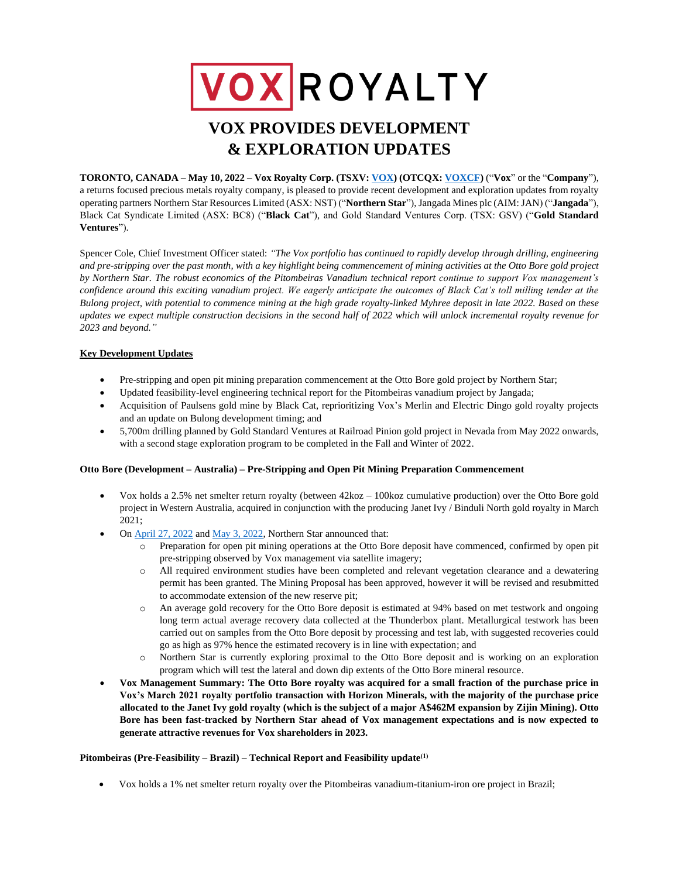# VOX ROYALTY

# VOX PROVIDES DEVELOPMENT & EXPLORATION UPDATES

**TORONTO, CANADA – May 10, 2022 – Vox Royalty Corp. (TSXV: VOX) (OTCQX: VOXCF)** ("**Vox**" or the "**Company**"), a returns focused precious metals royalty company, is pleased to provide recent development and exploration updates from royalty operating partners Northern Star Resources Limited (ASX: NST) ("**Northern Star**"), Jangada Mines plc (AIM: JAN) ("**Jangada**"), Black Cat Syndicate Limited (ASX: BC8) ("**Black Cat**"), and Gold Standard Ventures Corp. (TSX: GSV) ("**Gold Standard Ventures**").

Spencer Cole, Chief Investment Officer stated: *"The Vox portfolio has continued to rapidly develop through drilling, engineering and pre-stripping over the past month, with a key highlight being commencement of mining activities at the Otto Bore gold project by Northern Star. The robust economics of the Pitombeiras Vanadium technical report continue to support Vox management's confidence around this exciting vanadium project. We eagerly anticipate the outcomes of Black Cat's toll milling tender at the Bulong project, with potential to commence mining at the high grade royalty-linked Myhree deposit in late 2022. Based on these updates we expect multiple construction decisions in the second half of 2022 which will unlock incremental royalty revenue for 2023 and beyond."*

## Key Development Updates

- Pre-stripping and open pit mining preparation commencement at the Otto Bore gold project by Northern Star;
- Updated feasibility-level engineering technical report for the Pitombeiras vanadium project by Jangada;
- Acquisition of Paulsens gold mine by Black Cat, reprioritizing Vox's Merlin and Electric Dingo gold royalty projects and an update on Bulong development timing; and
- 5,700m drilling planned by Gold Standard Ventures at Railroad Pinion gold project in Nevada from May 2022 onwards, with a second stage exploration program to be completed in the Fall and Winter of 2022.

### Otto Bore (Development – Australia) – Pre-Stripping and Open Pit Mining Preparation Commencement

- Vox holds a 2.5% net smelter return royalty (between 42koz – 100koz cumulative production) over the Otto Bore gold project in Western Australia, acquired in conjunction with the producing Janet Ivy / Binduli North gold royalty in March 2021;
- On April 27, 2022 and May 3, 2022, Northern Star announced that:
  - Preparation for open pit mining operations at the Otto Bore deposit have commenced, confirmed by open pit pre-stripping observed by Vox management via satellite imagery;
  - All required environment studies have been completed and relevant vegetation clearance and a dewatering permit has been granted. The Mining Proposal has been approved, however it will be revised and resubmitted to accommodate extension of the new reserve pit;
  - An average gold recovery for the Otto Bore deposit is estimated at 94% based on met testwork and ongoing long term actual average recovery data collected at the Thunderbox plant. Metallurgical testwork has been carried out on samples from the Otto Bore deposit by processing and test lab, with suggested recoveries could go as high as 97% hence the estimated recovery is in line with expectation; and
  - Northern Star is currently exploring proximal to the Otto Bore deposit and is working on an exploration program which will test the lateral and down dip extents of the Otto Bore mineral resource.
- **Vox Management Summary: The Otto Bore royalty was acquired for a small fraction of the purchase price in Vox's March 2021 royalty portfolio transaction with Horizon Minerals, with the majority of the purchase price allocated to the Janet Ivy gold royalty (which is the subject of a major A$462M expansion by Zijin Mining). Otto Bore has been fast-tracked by Northern Star ahead of Vox management expectations and is now expected to generate attractive revenues for Vox shareholders in 2023.**

### Pitombeiras (Pre-Feasibility – Brazil) – Technical Report and Feasibility update[1]

- Vox holds a 1% net smelter return royalty over the Pitombeiras vanadium-titanium-iron ore project in Brazil;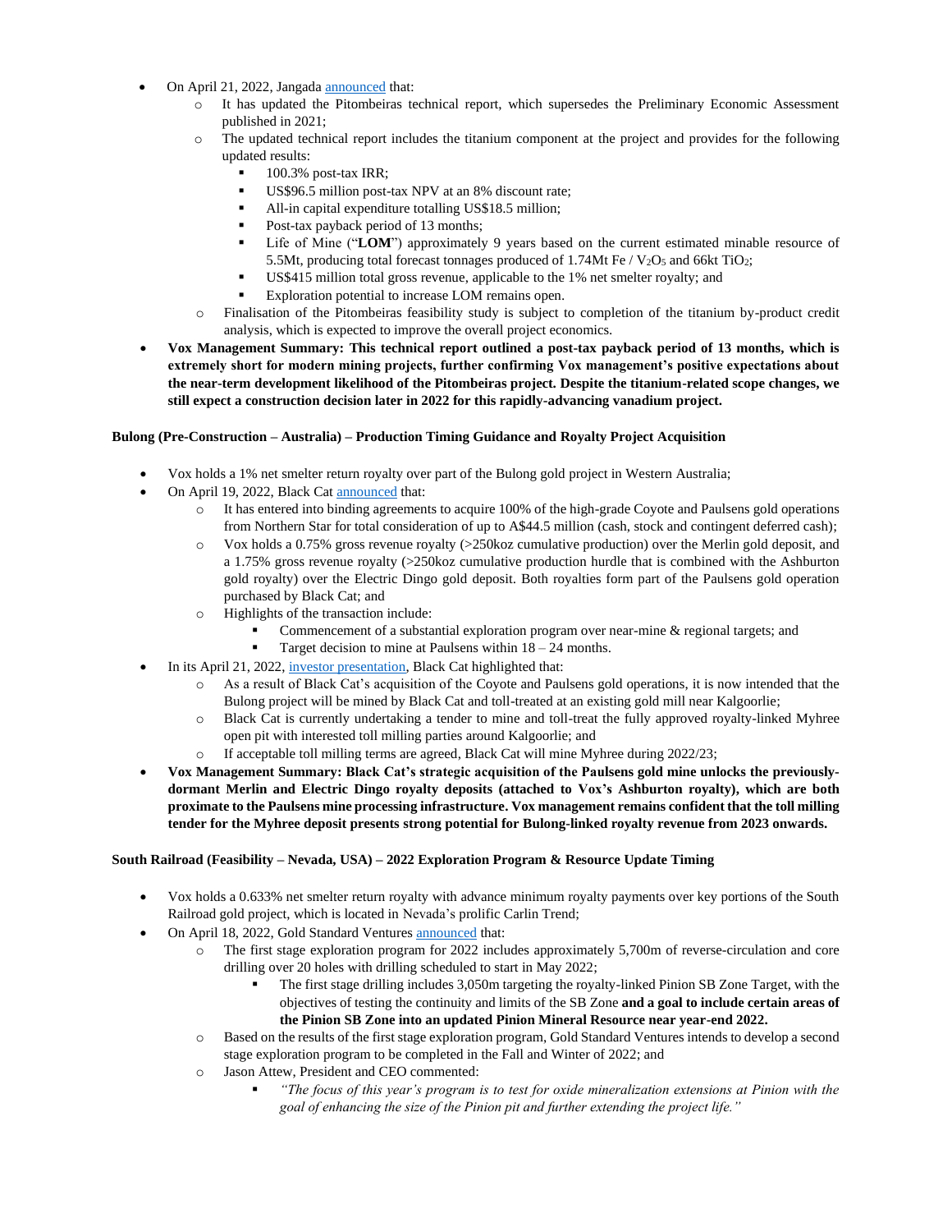- On April 21, 2022, Jangada announced that:
  - It has updated the Pitombeiras technical report, which supersedes the Preliminary Economic Assessment published in 2021;
  - The updated technical report includes the titanium component at the project and provides for the following updated results:
    - 100.3% post-tax IRR;
    - US$96.5 million post-tax NPV at an 8% discount rate;
    - All-in capital expenditure totalling US$18.5 million;
    - Post-tax payback period of 13 months;
    - Life of Mine ("**LOM**") approximately 9 years based on the current estimated minable resource of 5.5Mt, producing total forecast tonnages produced of 1.74Mt Fe / $V_2O_5$ and 66kt $TiO_2$;
    - US$415 million total gross revenue, applicable to the 1% net smelter royalty; and
    - Exploration potential to increase LOM remains open.
  - Finalisation of the Pitombeiras feasibility study is subject to completion of the titanium by-product credit analysis, which is expected to improve the overall project economics.
- **Vox Management Summary: This technical report outlined a post-tax payback period of 13 months, which is extremely short for modern mining projects, further confirming Vox management's positive expectations about the near-term development likelihood of the Pitombeiras project. Despite the titanium-related scope changes, we still expect a construction decision later in 2022 for this rapidly-advancing vanadium project.**

**Bulong (Pre-Construction – Australia) – Production Timing Guidance and Royalty Project Acquisition**

- Vox holds a 1% net smelter return royalty over part of the Bulong gold project in Western Australia;
- On April 19, 2022, Black Cat announced that:
  - It has entered into binding agreements to acquire 100% of the high-grade Coyote and Paulsens gold operations from Northern Star for total consideration of up to A$44.5 million (cash, stock and contingent deferred cash);
  - Vox holds a 0.75% gross revenue royalty (>250koz cumulative production) over the Merlin gold deposit, and a 1.75% gross revenue royalty (>250koz cumulative production hurdle that is combined with the Ashburton gold royalty) over the Electric Dingo gold deposit. Both royalties form part of the Paulsens gold operation purchased by Black Cat; and
  - Highlights of the transaction include:
    - Commencement of a substantial exploration program over near-mine & regional targets; and
    - Target decision to mine at Paulsens within 18 – 24 months.
- In its April 21, 2022, investor presentation, Black Cat highlighted that:
  - As a result of Black Cat's acquisition of the Coyote and Paulsens gold operations, it is now intended that the Bulong project will be mined by Black Cat and toll-treated at an existing gold mill near Kalgoorlie;
  - Black Cat is currently undertaking a tender to mine and toll-treat the fully approved royalty-linked Myhree open pit with interested toll milling parties around Kalgoorlie; and
  - If acceptable toll milling terms are agreed, Black Cat will mine Myhree during 2022/23;
- **Vox Management Summary: Black Cat's strategic acquisition of the Paulsens gold mine unlocks the previously-dormant Merlin and Electric Dingo royalty deposits (attached to Vox's Ashburton royalty), which are both proximate to the Paulsens mine processing infrastructure. Vox management remains confident that the toll milling tender for the Myhree deposit presents strong potential for Bulong-linked royalty revenue from 2023 onwards.**

**South Railroad (Feasibility – Nevada, USA) – 2022 Exploration Program & Resource Update Timing**

- Vox holds a 0.633% net smelter return royalty with advance minimum royalty payments over key portions of the South Railroad gold project, which is located in Nevada's prolific Carlin Trend;
- On April 18, 2022, Gold Standard Ventures announced that:
  - The first stage exploration program for 2022 includes approximately 5,700m of reverse-circulation and core drilling over 20 holes with drilling scheduled to start in May 2022;
    - The first stage drilling includes 3,050m targeting the royalty-linked Pinion SB Zone Target, with the objectives of testing the continuity and limits of the SB Zone **and a goal to include certain areas of the Pinion SB Zone into an updated Pinion Mineral Resource near year-end 2022.**
  - Based on the results of the first stage exploration program, Gold Standard Ventures intends to develop a second stage exploration program to be completed in the Fall and Winter of 2022; and
  - Jason Attew, President and CEO commented:
    - *"The focus of this year's program is to test for oxide mineralization extensions at Pinion with the goal of enhancing the size of the Pinion pit and further extending the project life."*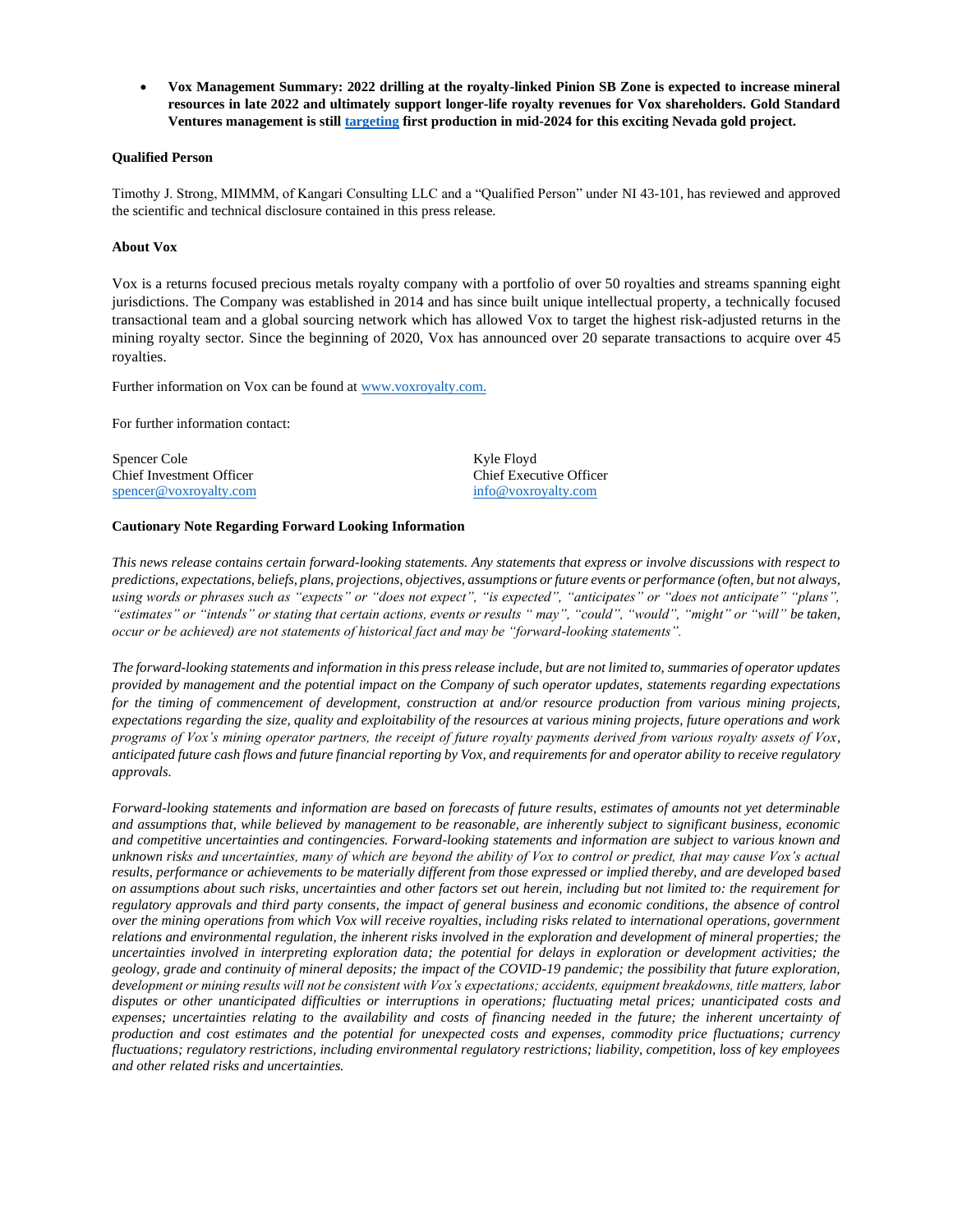- **Vox Management Summary: 2022 drilling at the royalty-linked Pinion SB Zone is expected to increase mineral resources in late 2022 and ultimately support longer-life royalty revenues for Vox shareholders. Gold Standard Ventures management is still [targeting](#) first production in mid-2024 for this exciting Nevada gold project.**

**Qualified Person**

Timothy J. Strong, MIMMM, of Kangari Consulting LLC and a "Qualified Person" under NI 43-101, has reviewed and approved the scientific and technical disclosure contained in this press release.

**About Vox**

Vox is a returns focused precious metals royalty company with a portfolio of over 50 royalties and streams spanning eight jurisdictions. The Company was established in 2014 and has since built unique intellectual property, a technically focused transactional team and a global sourcing network which has allowed Vox to target the highest risk-adjusted returns in the mining royalty sector. Since the beginning of 2020, Vox has announced over 20 separate transactions to acquire over 45 royalties.

Further information on Vox can be found at [www.voxroyalty.com.](http://www.voxroyalty.com)

For further information contact:

Spencer Cole
Chief Investment Officer
[spencer@voxroyalty.com](mailto:spencer@voxroyalty.com)

Kyle Floyd
Chief Executive Officer
[info@voxroyalty.com](mailto:info@voxroyalty.com)

**Cautionary Note Regarding Forward Looking Information**

*This news release contains certain forward-looking statements. Any statements that express or involve discussions with respect to predictions, expectations, beliefs, plans, projections, objectives, assumptions or future events or performance (often, but not always, using words or phrases such as "expects" or "does not expect", "is expected", "anticipates" or "does not anticipate" "plans", "estimates" or "intends" or stating that certain actions, events or results " may", "could", "would", "might" or "will" be taken, occur or be achieved) are not statements of historical fact and may be "forward-looking statements".*

*The forward-looking statements and information in this press release include, but are not limited to, summaries of operator updates provided by management and the potential impact on the Company of such operator updates, statements regarding expectations for the timing of commencement of development, construction at and/or resource production from various mining projects, expectations regarding the size, quality and exploitability of the resources at various mining projects, future operations and work programs of Vox's mining operator partners, the receipt of future royalty payments derived from various royalty assets of Vox, anticipated future cash flows and future financial reporting by Vox, and requirements for and operator ability to receive regulatory approvals.*

*Forward-looking statements and information are based on forecasts of future results, estimates of amounts not yet determinable and assumptions that, while believed by management to be reasonable, are inherently subject to significant business, economic and competitive uncertainties and contingencies. Forward-looking statements and information are subject to various known and unknown risks and uncertainties, many of which are beyond the ability of Vox to control or predict, that may cause Vox's actual results, performance or achievements to be materially different from those expressed or implied thereby, and are developed based on assumptions about such risks, uncertainties and other factors set out herein, including but not limited to: the requirement for regulatory approvals and third party consents, the impact of general business and economic conditions, the absence of control over the mining operations from which Vox will receive royalties, including risks related to international operations, government relations and environmental regulation, the inherent risks involved in the exploration and development of mineral properties; the uncertainties involved in interpreting exploration data; the potential for delays in exploration or development activities; the geology, grade and continuity of mineral deposits; the impact of the COVID-19 pandemic; the possibility that future exploration, development or mining results will not be consistent with Vox's expectations; accidents, equipment breakdowns, title matters, labor disputes or other unanticipated difficulties or interruptions in operations; fluctuating metal prices; unanticipated costs and expenses; uncertainties relating to the availability and costs of financing needed in the future; the inherent uncertainty of production and cost estimates and the potential for unexpected costs and expenses, commodity price fluctuations; currency fluctuations; regulatory restrictions, including environmental regulatory restrictions; liability, competition, loss of key employees and other related risks and uncertainties.*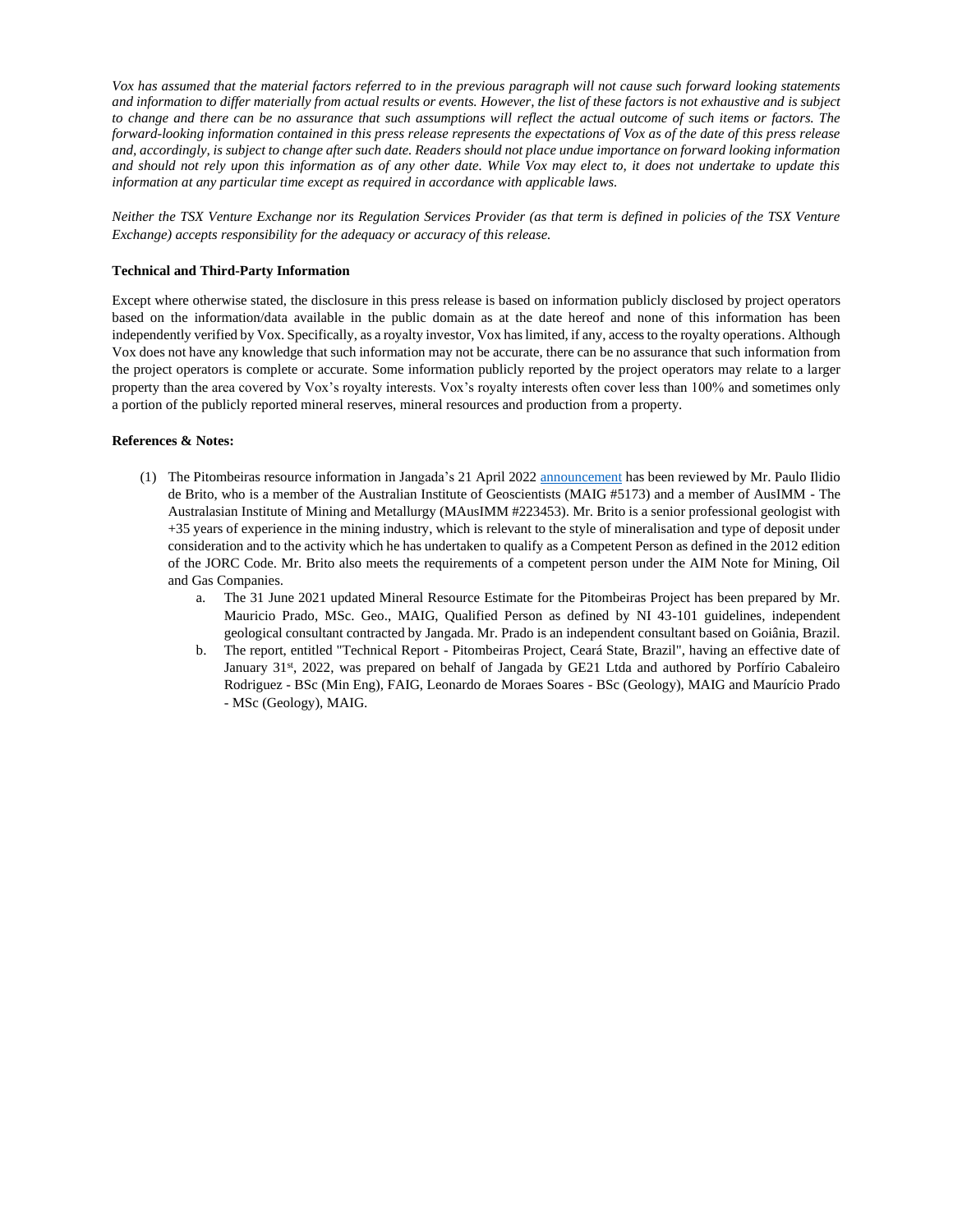*Vox has assumed that the material factors referred to in the previous paragraph will not cause such forward looking statements and information to differ materially from actual results or events. However, the list of these factors is not exhaustive and is subject to change and there can be no assurance that such assumptions will reflect the actual outcome of such items or factors. The forward-looking information contained in this press release represents the expectations of Vox as of the date of this press release and, accordingly, is subject to change after such date. Readers should not place undue importance on forward looking information and should not rely upon this information as of any other date. While Vox may elect to, it does not undertake to update this information at any particular time except as required in accordance with applicable laws.*

*Neither the TSX Venture Exchange nor its Regulation Services Provider (as that term is defined in policies of the TSX Venture Exchange) accepts responsibility for the adequacy or accuracy of this release.*

**Technical and Third-Party Information**

Except where otherwise stated, the disclosure in this press release is based on information publicly disclosed by project operators based on the information/data available in the public domain as at the date hereof and none of this information has been independently verified by Vox. Specifically, as a royalty investor, Vox has limited, if any, access to the royalty operations. Although Vox does not have any knowledge that such information may not be accurate, there can be no assurance that such information from the project operators is complete or accurate. Some information publicly reported by the project operators may relate to a larger property than the area covered by Vox's royalty interests. Vox's royalty interests often cover less than 100% and sometimes only a portion of the publicly reported mineral reserves, mineral resources and production from a property.

**References & Notes:**

(1) The Pitombeiras resource information in Jangada's 21 April 2022 announcement has been reviewed by Mr. Paulo Ilidio de Brito, who is a member of the Australian Institute of Geoscientists (MAIG #5173) and a member of AusIMM - The Australasian Institute of Mining and Metallurgy (MAusIMM #223453). Mr. Brito is a senior professional geologist with +35 years of experience in the mining industry, which is relevant to the style of mineralisation and type of deposit under consideration and to the activity which he has undertaken to qualify as a Competent Person as defined in the 2012 edition of the JORC Code. Mr. Brito also meets the requirements of a competent person under the AIM Note for Mining, Oil and Gas Companies.

   a. The 31 June 2021 updated Mineral Resource Estimate for the Pitombeiras Project has been prepared by Mr. Mauricio Prado, MSc. Geo., MAIG, Qualified Person as defined by NI 43-101 guidelines, independent geological consultant contracted by Jangada. Mr. Prado is an independent consultant based on Goiânia, Brazil.
   b. The report, entitled "Technical Report - Pitombeiras Project, Ceará State, Brazil", having an effective date of January 31st, 2022, was prepared on behalf of Jangada by GE21 Ltda and authored by Porfírio Cabaleiro Rodriguez - BSc (Min Eng), FAIG, Leonardo de Moraes Soares - BSc (Geology), MAIG and Maurício Prado - MSc (Geology), MAIG.